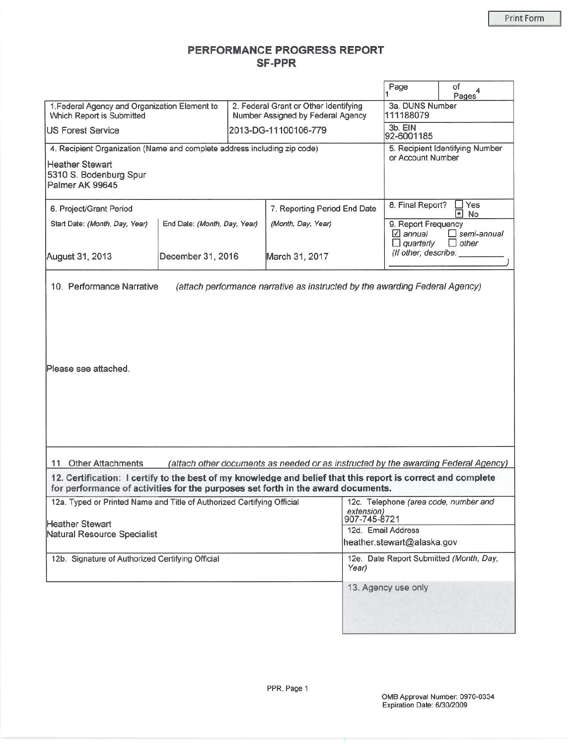# PERFORMANCE PROGRESS REPORT
## SF-PPR

| | | | Page 1 | of 4 Pages |
|---|---|---|---|---|
| 1. Federal Agency and Organization Element to Which Report is Submitted<br>US Forest Service | 2. Federal Grant or Other Identifying Number Assigned by Federal Agency<br>2013-DG-11100106-779 | | 3a. DUNS Number<br>111188079<br>3b. EIN<br>92-6001185 | |
| 4. Recipient Organization (Name and complete address including zip code)<br>Heather Stewart<br>5310 S. Bodenburg Spur<br>Palmer AK 99645 | | | 5. Recipient Identifying Number or Account Number | |
| 6. Project/Grant Period<br>Start Date: *(Month, Day, Year)*<br>August 31, 2013 | End Date: *(Month, Day, Year)*<br>December 31, 2016 | 7. Reporting Period End Date<br>*(Month, Day, Year)*<br>March 31, 2017 | 8. Final Report? ☐ Yes ☒ No<br>9. Report Frequency<br>☑ annual ☐ semi-annual<br>☐ quarterly ☐ other<br>*(If other, describe: )* | |

**10. Performance Narrative** *(attach performance narrative as instructed by the awarding Federal Agency)*

Please see attached.

**11. Other Attachments** *(attach other documents as needed or as instructed by the awarding Federal Agency)*

**12. Certification: I certify to the best of my knowledge and belief that this report is correct and complete for performance of activities for the purposes set forth in the award documents.**

| | |
|---|---|
| 12a. Typed or Printed Name and Title of Authorized Certifying Official<br>Heather Stewart<br>Natural Resource Specialist | 12c. Telephone *(area code, number and extension)*<br>907-745-8721<br>12d. Email Address<br>heather.stewart@alaska.gov |
| 12b. Signature of Authorized Certifying Official | 12e. Date Report Submitted *(Month, Day, Year)* |
| | 13. Agency use only |

OMB Approval Number: 0970-0334
Expiration Date: 6/30/2009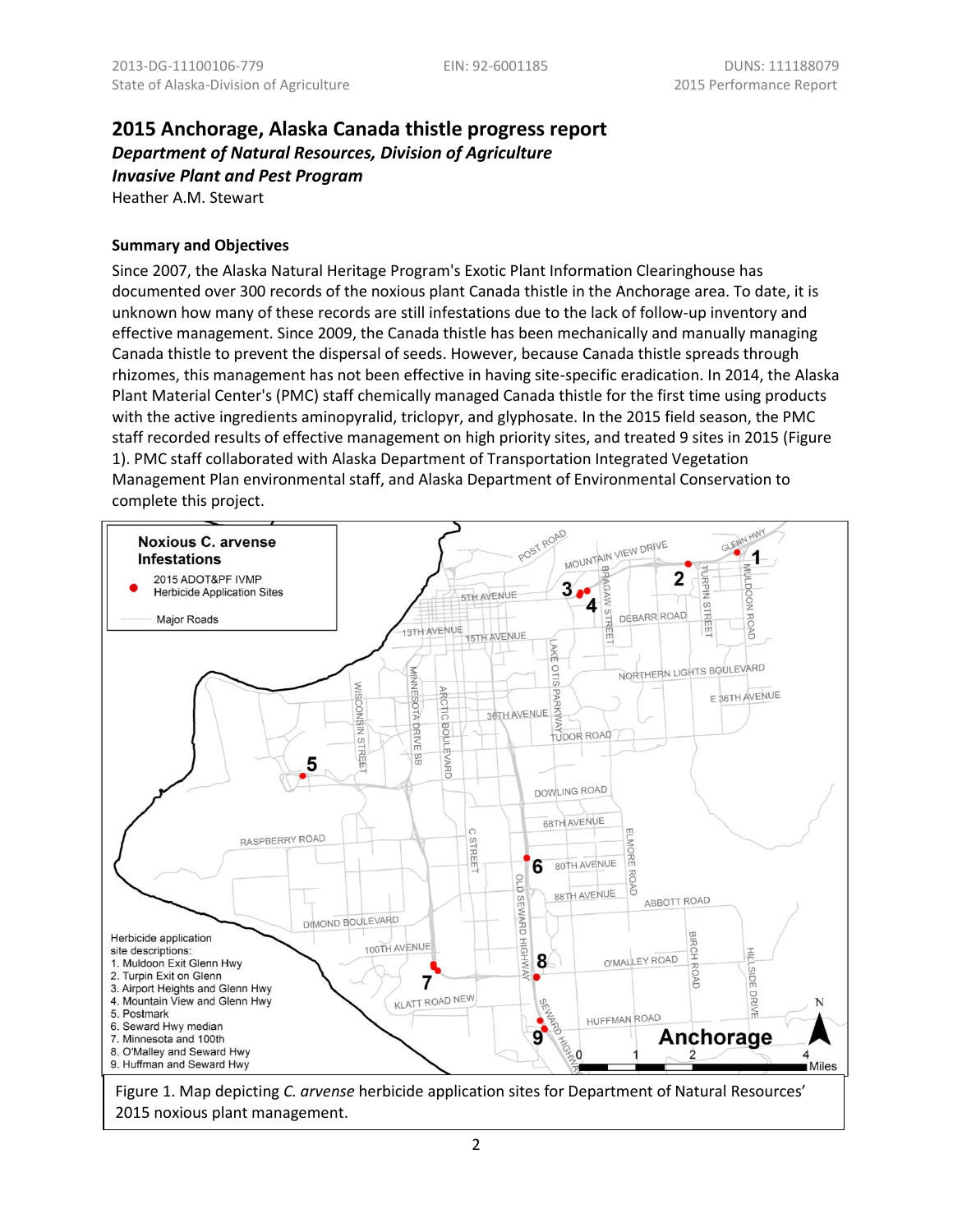# 2015 Anchorage, Alaska Canada thistle progress report

***Department of Natural Resources, Division of Agriculture***

***Invasive Plant and Pest Program***

Heather A.M. Stewart

### Summary and Objectives

Since 2007, the Alaska Natural Heritage Program's Exotic Plant Information Clearinghouse has documented over 300 records of the noxious plant Canada thistle in the Anchorage area. To date, it is unknown how many of these records are still infestations due to the lack of follow-up inventory and effective management. Since 2009, the Canada thistle has been mechanically and manually managing Canada thistle to prevent the dispersal of seeds. However, because Canada thistle spreads through rhizomes, this management has not been effective in having site-specific eradication. In 2014, the Alaska Plant Material Center's (PMC) staff chemically managed Canada thistle for the first time using products with the active ingredients aminopyralid, triclopyr, and glyphosate. In the 2015 field season, the PMC staff recorded results of effective management on high priority sites, and treated 9 sites in 2015 (Figure 1). PMC staff collaborated with Alaska Department of Transportation Integrated Vegetation Management Plan environmental staff, and Alaska Department of Environmental Conservation to complete this project.

Figure 1. Map depicting *C. arvense* herbicide application sites for Department of Natural Resources' 2015 noxious plant management.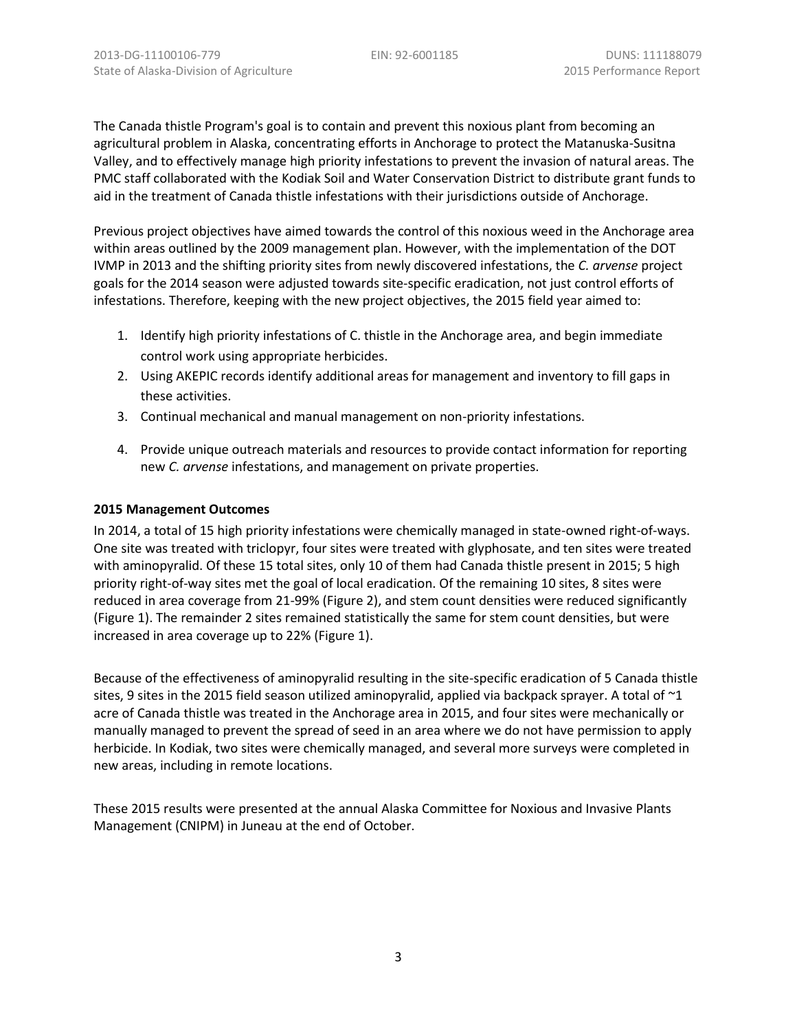The Canada thistle Program's goal is to contain and prevent this noxious plant from becoming an agricultural problem in Alaska, concentrating efforts in Anchorage to protect the Matanuska-Susitna Valley, and to effectively manage high priority infestations to prevent the invasion of natural areas. The PMC staff collaborated with the Kodiak Soil and Water Conservation District to distribute grant funds to aid in the treatment of Canada thistle infestations with their jurisdictions outside of Anchorage.

Previous project objectives have aimed towards the control of this noxious weed in the Anchorage area within areas outlined by the 2009 management plan. However, with the implementation of the DOT IVMP in 2013 and the shifting priority sites from newly discovered infestations, the *C. arvense* project goals for the 2014 season were adjusted towards site-specific eradication, not just control efforts of infestations. Therefore, keeping with the new project objectives, the 2015 field year aimed to:

1. Identify high priority infestations of C. thistle in the Anchorage area, and begin immediate control work using appropriate herbicides.
2. Using AKEPIC records identify additional areas for management and inventory to fill gaps in these activities.
3. Continual mechanical and manual management on non-priority infestations.
4. Provide unique outreach materials and resources to provide contact information for reporting new *C. arvense* infestations, and management on private properties.

**2015 Management Outcomes**

In 2014, a total of 15 high priority infestations were chemically managed in state-owned right-of-ways. One site was treated with triclopyr, four sites were treated with glyphosate, and ten sites were treated with aminopyralid. Of these 15 total sites, only 10 of them had Canada thistle present in 2015; 5 high priority right-of-way sites met the goal of local eradication. Of the remaining 10 sites, 8 sites were reduced in area coverage from 21-99% (Figure 2), and stem count densities were reduced significantly (Figure 1). The remainder 2 sites remained statistically the same for stem count densities, but were increased in area coverage up to 22% (Figure 1).

Because of the effectiveness of aminopyralid resulting in the site-specific eradication of 5 Canada thistle sites, 9 sites in the 2015 field season utilized aminopyralid, applied via backpack sprayer. A total of ~1 acre of Canada thistle was treated in the Anchorage area in 2015, and four sites were mechanically or manually managed to prevent the spread of seed in an area where we do not have permission to apply herbicide. In Kodiak, two sites were chemically managed, and several more surveys were completed in new areas, including in remote locations.

These 2015 results were presented at the annual Alaska Committee for Noxious and Invasive Plants Management (CNIPM) in Juneau at the end of October.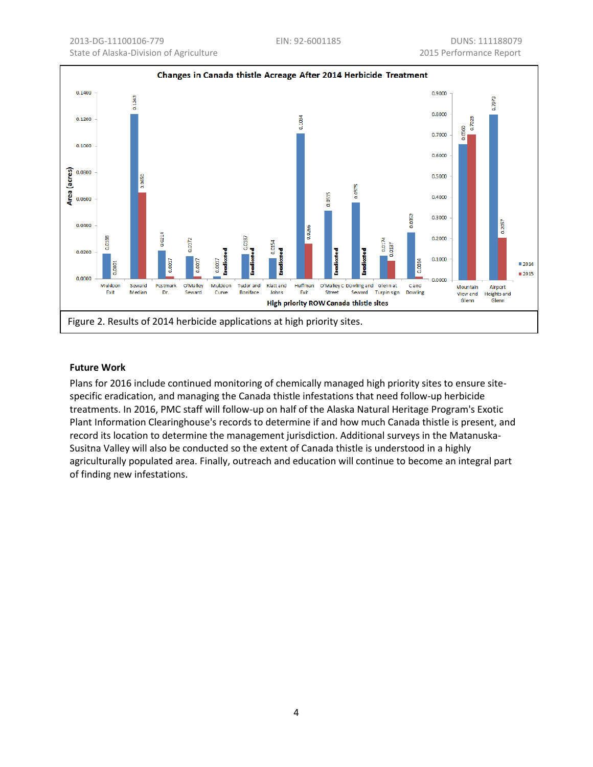Changes in Canada thistle Acreage After 2014 Herbicide Treatment

Area (acres)

0.0000
0.0200
0.0400
0.0600
0.0800
0.1000
0.1200
0.1400

0.0188
0.0001
0.1243
0.0650
0.0214
0.0017
0.0172
0.0017
0.0017
Eradicated
0.0187
Eradicated
0.0154
Eradicated
0.1094
0.0266
0.0515
Eradicated
0.0575
Eradicated
0.0174
0.0137
0.0352
0.0014

Muldoon Exit
Seward Median
Postmark Dr.
O'Malley Seward
Muldoon Curve
Tudor and Boniface
Klatt and Johns
Huffman Exit
O'Malley C Street
Dowling and Seward
Glenn at Turpin sign
C and Dowling

0.0000
0.1000
0.2000
0.3000
0.4000
0.5000
0.6000
0.7000
0.8000
0.9000

0.6560
0.7023
0.7973
0.2057

Mountain View and Glenn
Airport Heights and Glenn

2014
2015

High priority ROW Canada thistle sites

Figure 2. Results of 2014 herbicide applications at high priority sites.

### Future Work

Plans for 2016 include continued monitoring of chemically managed high priority sites to ensure site-specific eradication, and managing the Canada thistle infestations that need follow-up herbicide treatments. In 2016, PMC staff will follow-up on half of the Alaska Natural Heritage Program's Exotic Plant Information Clearinghouse's records to determine if and how much Canada thistle is present, and record its location to determine the management jurisdiction. Additional surveys in the Matanuska-Susitna Valley will also be conducted so the extent of Canada thistle is understood in a highly agriculturally populated area. Finally, outreach and education will continue to become an integral part of finding new infestations.